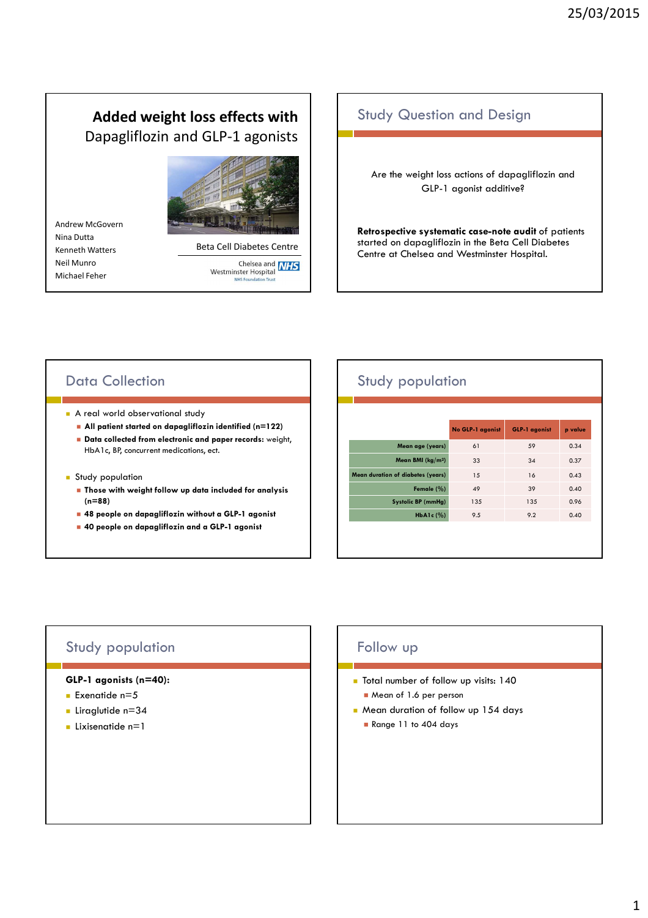# **Added weight loss effects with** Dapagliflozin and GLP-1 agonists

Andrew McGovern
Nina Dutta
Kenneth Watters
Neil Munro
Michael Feher

Beta Cell Diabetes Centre

Chelsea and Westminster Hospital NHS Foundation Trust

## Study Question and Design

Are the weight loss actions of dapagliflozin and GLP-1 agonist additive?

**Retrospective systematic case-note audit** of patients started on dapagliflozin in the Beta Cell Diabetes Centre at Chelsea and Westminster Hospital.

## Data Collection

- A real world observational study
  - **All patient started on dapagliflozin identified (n=122)**
  - **Data collected from electronic and paper records:** weight, HbA1c, BP, concurrent medications, ect.
- Study population
  - **Those with weight follow up data included for analysis (n=88)**
  - **48 people on dapagliflozin without a GLP-1 agonist**
  - **40 people on dapagliflozin and a GLP-1 agonist**

## Study population

| | No GLP-1 agonist | GLP-1 agonist | p value |
|---|---|---|---|
| Mean age (years) | 61 | 59 | 0.34 |
| Mean BMI (kg/m²) | 33 | 34 | 0.37 |
| Mean duration of diabetes (years) | 15 | 16 | 0.43 |
| Female (%) | 49 | 39 | 0.40 |
| Systolic BP (mmHg) | 135 | 135 | 0.96 |
| HbA1c (%) | 9.5 | 9.2 | 0.40 |

## Study population

**GLP-1 agonists (n=40):**

- Exenatide n=5
- Liraglutide n=34
- Lixisenatide n=1

## Follow up

- Total number of follow up visits: 140
  - Mean of 1.6 per person
- Mean duration of follow up 154 days
  - Range 11 to 404 days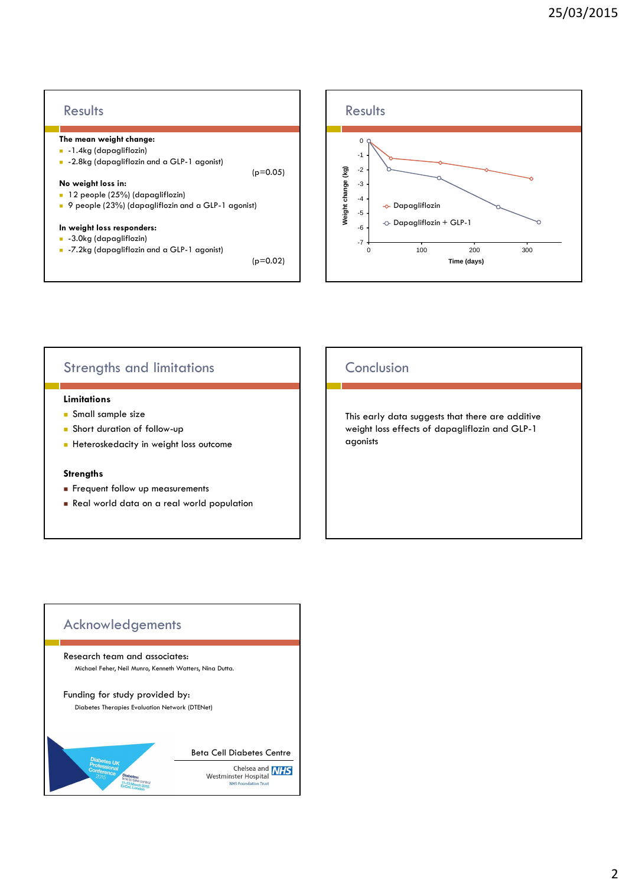## Results

**The mean weight change:**

- -1.4kg (dapagliflozin)
- -2.8kg (dapagliflozin and a GLP-1 agonist)

(p=0.05)

**No weight loss in:**

- 12 people (25%) (dapagliflozin)
- 9 people (23%) (dapagliflozin and a GLP-1 agonist)

**In weight loss responders:**

- -3.0kg (dapagliflozin)
- -7.2kg (dapagliflozin and a GLP-1 agonist)

(p=0.02)

## Results

Weight change (kg)

0
-1
-2
-3
-4
-5
-6
-7

Dapagliflozin
Dapagliflozin + GLP-1

0
100
200
300

Time (days)

## Strengths and limitations

**Limitations**

- Small sample size
- Short duration of follow-up
- Heteroskedacity in weight loss outcome

**Strengths**

- Frequent follow up measurements
- Real world data on a real world population

## Conclusion

This early data suggests that there are additive weight loss effects of dapagliflozin and GLP-1 agonists

## Acknowledgements

Research team and associates:

Michael Feher, Neil Munro, Kenneth Watters, Nina Dutta.

Funding for study provided by:

Diabetes Therapies Evaluation Network (DTENet)

Diabetes UK Professional Conference 2015

Diabetes: time to take control
11–13 March 2015
ExCeL London

Beta Cell Diabetes Centre

Chelsea and Westminster Hospital NHS
NHS Foundation Trust